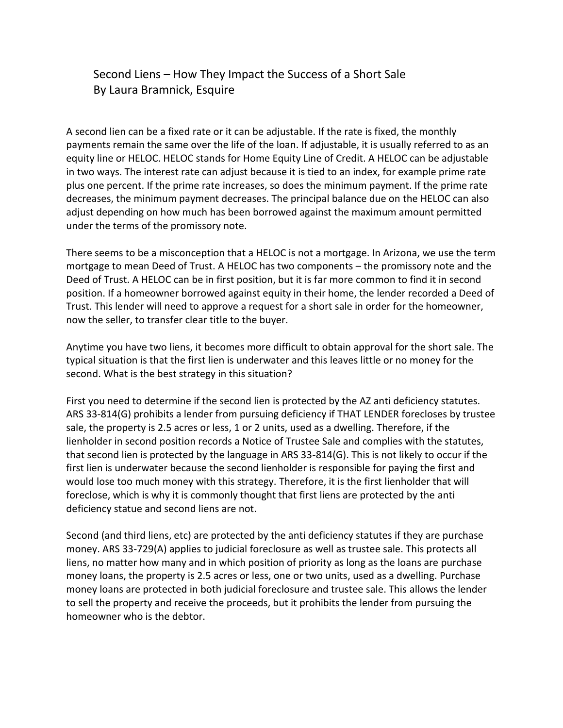# Second Liens – How They Impact the Success of a Short Sale
## By Laura Bramnick, Esquire

A second lien can be a fixed rate or it can be adjustable. If the rate is fixed, the monthly payments remain the same over the life of the loan. If adjustable, it is usually referred to as an equity line or HELOC. HELOC stands for Home Equity Line of Credit. A HELOC can be adjustable in two ways. The interest rate can adjust because it is tied to an index, for example prime rate plus one percent. If the prime rate increases, so does the minimum payment. If the prime rate decreases, the minimum payment decreases. The principal balance due on the HELOC can also adjust depending on how much has been borrowed against the maximum amount permitted under the terms of the promissory note.

There seems to be a misconception that a HELOC is not a mortgage. In Arizona, we use the term mortgage to mean Deed of Trust. A HELOC has two components – the promissory note and the Deed of Trust. A HELOC can be in first position, but it is far more common to find it in second position. If a homeowner borrowed against equity in their home, the lender recorded a Deed of Trust. This lender will need to approve a request for a short sale in order for the homeowner, now the seller, to transfer clear title to the buyer.

Anytime you have two liens, it becomes more difficult to obtain approval for the short sale. The typical situation is that the first lien is underwater and this leaves little or no money for the second. What is the best strategy in this situation?

First you need to determine if the second lien is protected by the AZ anti deficiency statutes. ARS 33-814(G) prohibits a lender from pursuing deficiency if THAT LENDER forecloses by trustee sale, the property is 2.5 acres or less, 1 or 2 units, used as a dwelling. Therefore, if the lienholder in second position records a Notice of Trustee Sale and complies with the statutes, that second lien is protected by the language in ARS 33-814(G). This is not likely to occur if the first lien is underwater because the second lienholder is responsible for paying the first and would lose too much money with this strategy. Therefore, it is the first lienholder that will foreclose, which is why it is commonly thought that first liens are protected by the anti deficiency statue and second liens are not.

Second (and third liens, etc) are protected by the anti deficiency statutes if they are purchase money. ARS 33-729(A) applies to judicial foreclosure as well as trustee sale. This protects all liens, no matter how many and in which position of priority as long as the loans are purchase money loans, the property is 2.5 acres or less, one or two units, used as a dwelling. Purchase money loans are protected in both judicial foreclosure and trustee sale. This allows the lender to sell the property and receive the proceeds, but it prohibits the lender from pursuing the homeowner who is the debtor.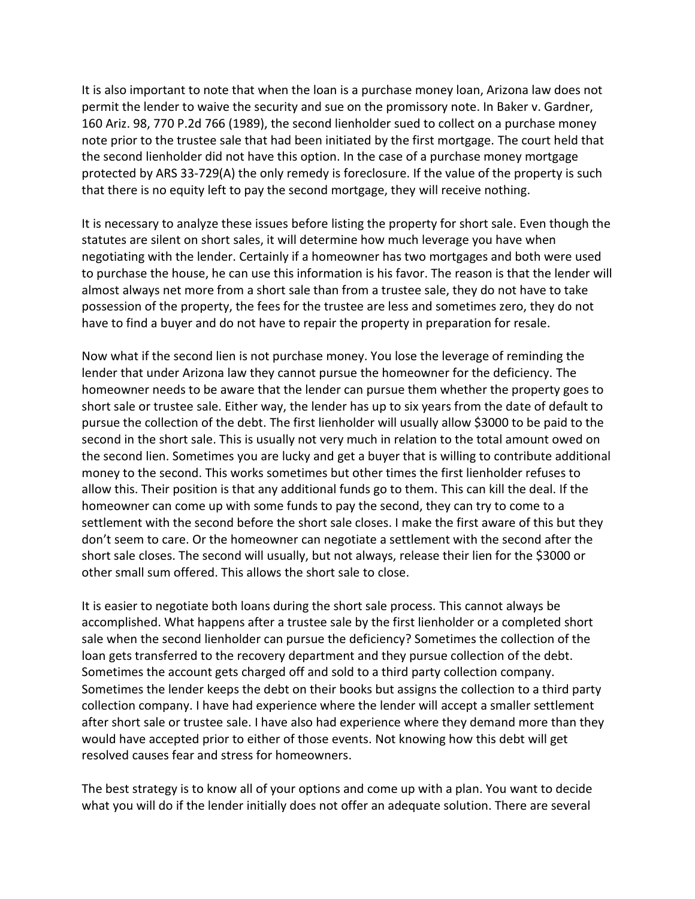It is also important to note that when the loan is a purchase money loan, Arizona law does not permit the lender to waive the security and sue on the promissory note. In Baker v. Gardner, 160 Ariz. 98, 770 P.2d 766 (1989), the second lienholder sued to collect on a purchase money note prior to the trustee sale that had been initiated by the first mortgage. The court held that the second lienholder did not have this option. In the case of a purchase money mortgage protected by ARS 33-729(A) the only remedy is foreclosure. If the value of the property is such that there is no equity left to pay the second mortgage, they will receive nothing.

It is necessary to analyze these issues before listing the property for short sale. Even though the statutes are silent on short sales, it will determine how much leverage you have when negotiating with the lender. Certainly if a homeowner has two mortgages and both were used to purchase the house, he can use this information is his favor. The reason is that the lender will almost always net more from a short sale than from a trustee sale, they do not have to take possession of the property, the fees for the trustee are less and sometimes zero, they do not have to find a buyer and do not have to repair the property in preparation for resale.

Now what if the second lien is not purchase money. You lose the leverage of reminding the lender that under Arizona law they cannot pursue the homeowner for the deficiency. The homeowner needs to be aware that the lender can pursue them whether the property goes to short sale or trustee sale. Either way, the lender has up to six years from the date of default to pursue the collection of the debt. The first lienholder will usually allow $3000 to be paid to the second in the short sale. This is usually not very much in relation to the total amount owed on the second lien. Sometimes you are lucky and get a buyer that is willing to contribute additional money to the second. This works sometimes but other times the first lienholder refuses to allow this. Their position is that any additional funds go to them. This can kill the deal. If the homeowner can come up with some funds to pay the second, they can try to come to a settlement with the second before the short sale closes. I make the first aware of this but they don't seem to care. Or the homeowner can negotiate a settlement with the second after the short sale closes. The second will usually, but not always, release their lien for the $3000 or other small sum offered. This allows the short sale to close.

It is easier to negotiate both loans during the short sale process. This cannot always be accomplished. What happens after a trustee sale by the first lienholder or a completed short sale when the second lienholder can pursue the deficiency? Sometimes the collection of the loan gets transferred to the recovery department and they pursue collection of the debt. Sometimes the account gets charged off and sold to a third party collection company. Sometimes the lender keeps the debt on their books but assigns the collection to a third party collection company. I have had experience where the lender will accept a smaller settlement after short sale or trustee sale. I have also had experience where they demand more than they would have accepted prior to either of those events. Not knowing how this debt will get resolved causes fear and stress for homeowners.

The best strategy is to know all of your options and come up with a plan. You want to decide what you will do if the lender initially does not offer an adequate solution. There are several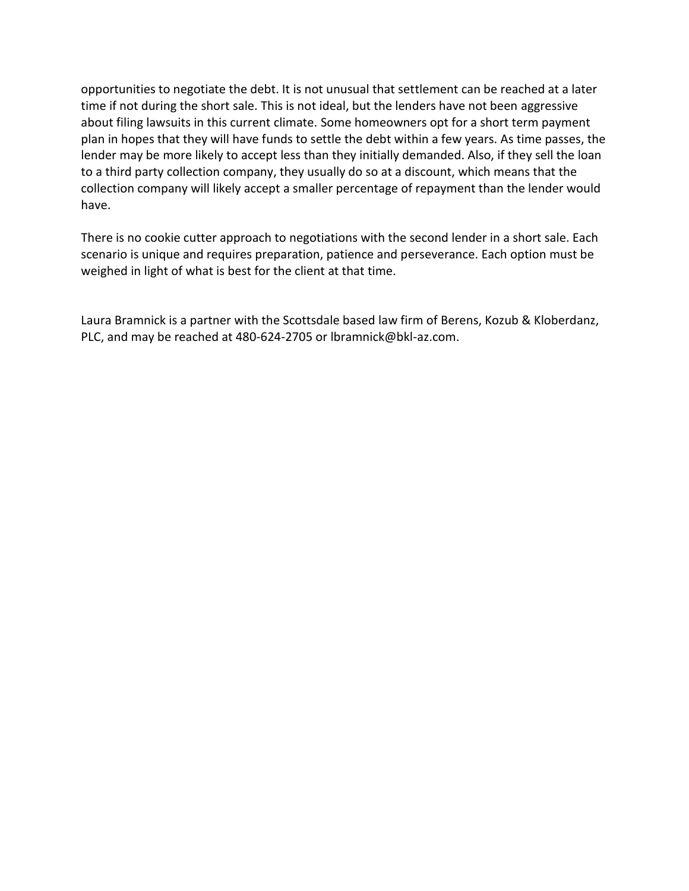opportunities to negotiate the debt. It is not unusual that settlement can be reached at a later time if not during the short sale. This is not ideal, but the lenders have not been aggressive about filing lawsuits in this current climate. Some homeowners opt for a short term payment plan in hopes that they will have funds to settle the debt within a few years. As time passes, the lender may be more likely to accept less than they initially demanded. Also, if they sell the loan to a third party collection company, they usually do so at a discount, which means that the collection company will likely accept a smaller percentage of repayment than the lender would have.

There is no cookie cutter approach to negotiations with the second lender in a short sale. Each scenario is unique and requires preparation, patience and perseverance. Each option must be weighed in light of what is best for the client at that time.

Laura Bramnick is a partner with the Scottsdale based law firm of Berens, Kozub & Kloberdanz, PLC, and may be reached at 480-624-2705 or lbramnick@bkl-az.com.